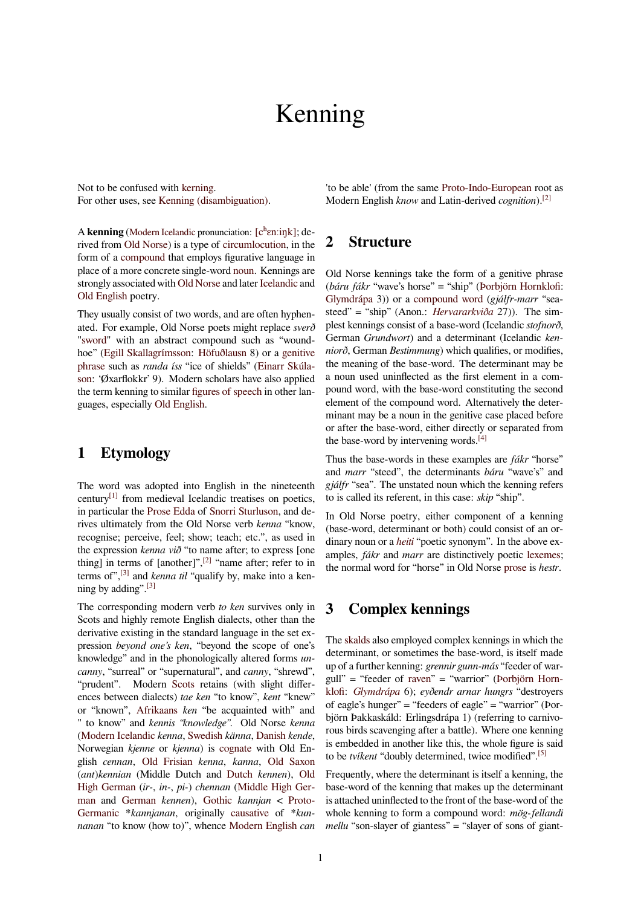# Kenning

Not to be confused with kerning.
For other uses, see Kenning (disambiguation).

A **kenning** (Modern Icelandic pronunciation: [cʰɛnːiŋk]; derived from Old Norse) is a type of circumlocution, in the form of a compound that employs figurative language in place of a more concrete single-word noun. Kennings are strongly associated with Old Norse and later Icelandic and Old English poetry.

They usually consist of two words, and are often hyphenated. For example, Old Norse poets might replace *sverð* "sword" with an abstract compound such as "wound-hoe" (Egill Skallagrímsson: Höfuðlausn 8) or a genitive phrase such as *randa íss* "ice of shields" (Einarr Skúlason: 'Øxarflokkr' 9). Modern scholars have also applied the term kenning to similar figures of speech in other languages, especially Old English.

## 1 Etymology

The word was adopted into English in the nineteenth century[1] from medieval Icelandic treatises on poetics, in particular the Prose Edda of Snorri Sturluson, and derives ultimately from the Old Norse verb *kenna* "know, recognise; perceive, feel; show; teach; etc.", as used in the expression *kenna við* "to name after; to express [one thing] in terms of [another]",[2] "name after; refer to in terms of",[3] and *kenna til* "qualify by, make into a kenning by adding".[3]

The corresponding modern verb *to ken* survives only in Scots and highly remote English dialects, other than the derivative existing in the standard language in the set expression *beyond one's ken*, "beyond the scope of one's knowledge" and in the phonologically altered forms *uncanny*, "surreal" or "supernatural", and *canny*, "shrewd", "prudent". Modern Scots retains (with slight differences between dialects) *tae ken* "to know", *kent* "knew" or "known", Afrikaans *ken* "be acquainted with" and " to know" and *kennis "knowledge".* Old Norse *kenna* (Modern Icelandic *kenna*, Swedish *känna*, Danish *kende*, Norwegian *kjenne* or *kjenna*) is cognate with Old English *cennan*, Old Frisian *kenna*, *kanna*, Old Saxon (*ant*)*kennian* (Middle Dutch and Dutch *kennen*), Old High German (*ir-*, *in-*, *pi-*) *chennan* (Middle High German and German *kennen*), Gothic *kannjan* < Proto-Germanic \**kannjanan*, originally causative of \**kunnanan* "to know (how to)", whence Modern English *can* 'to be able' (from the same Proto-Indo-European root as Modern English *know* and Latin-derived *cognition*).[2]

## 2 Structure

Old Norse kennings take the form of a genitive phrase (*báru fákr* "wave's horse" = "ship" (Þorbjörn Hornklofi: Glymdrápa 3)) or a compound word (*gjálfr-marr* "sea-steed" = "ship" (Anon.: *Hervararkviða* 27)). The simplest kennings consist of a base-word (Icelandic *stofnorð*, German *Grundwort*) and a determinant (Icelandic *kenniorð*, German *Bestimmung*) which qualifies, or modifies, the meaning of the base-word. The determinant may be a noun used uninflected as the first element in a compound word, with the base-word constituting the second element of the compound word. Alternatively the determinant may be a noun in the genitive case placed before or after the base-word, either directly or separated from the base-word by intervening words.[4]

Thus the base-words in these examples are *fákr* "horse" and *marr* "steed", the determinants *báru* "wave's" and *gjálfr* "sea". The unstated noun which the kenning refers to is called its referent, in this case: *skip* "ship".

In Old Norse poetry, either component of a kenning (base-word, determinant or both) could consist of an ordinary noun or a *heiti* "poetic synonym". In the above examples, *fákr* and *marr* are distinctively poetic lexemes; the normal word for "horse" in Old Norse prose is *hestr*.

## 3 Complex kennings

The skalds also employed complex kennings in which the determinant, or sometimes the base-word, is itself made up of a further kenning: *grennir gunn-más* "feeder of war-gull" = "feeder of raven" = "warrior" (Þorbjörn Hornklofi: *Glymdrápa* 6); *eyðendr arnar hungrs* "destroyers of eagle's hunger" = "feeders of eagle" = "warrior" (Þorbjörn Þakkaskáld: Erlingsdrápa 1) (referring to carnivorous birds scavenging after a battle). Where one kenning is embedded in another like this, the whole figure is said to be *tvíkent* "doubly determined, twice modified".[5]

Frequently, where the determinant is itself a kenning, the base-word of the kenning that makes up the determinant is attached uninflected to the front of the base-word of the whole kenning to form a compound word: *mög-fellandi mellu* "son-slayer of giantess" = "slayer of sons of giant-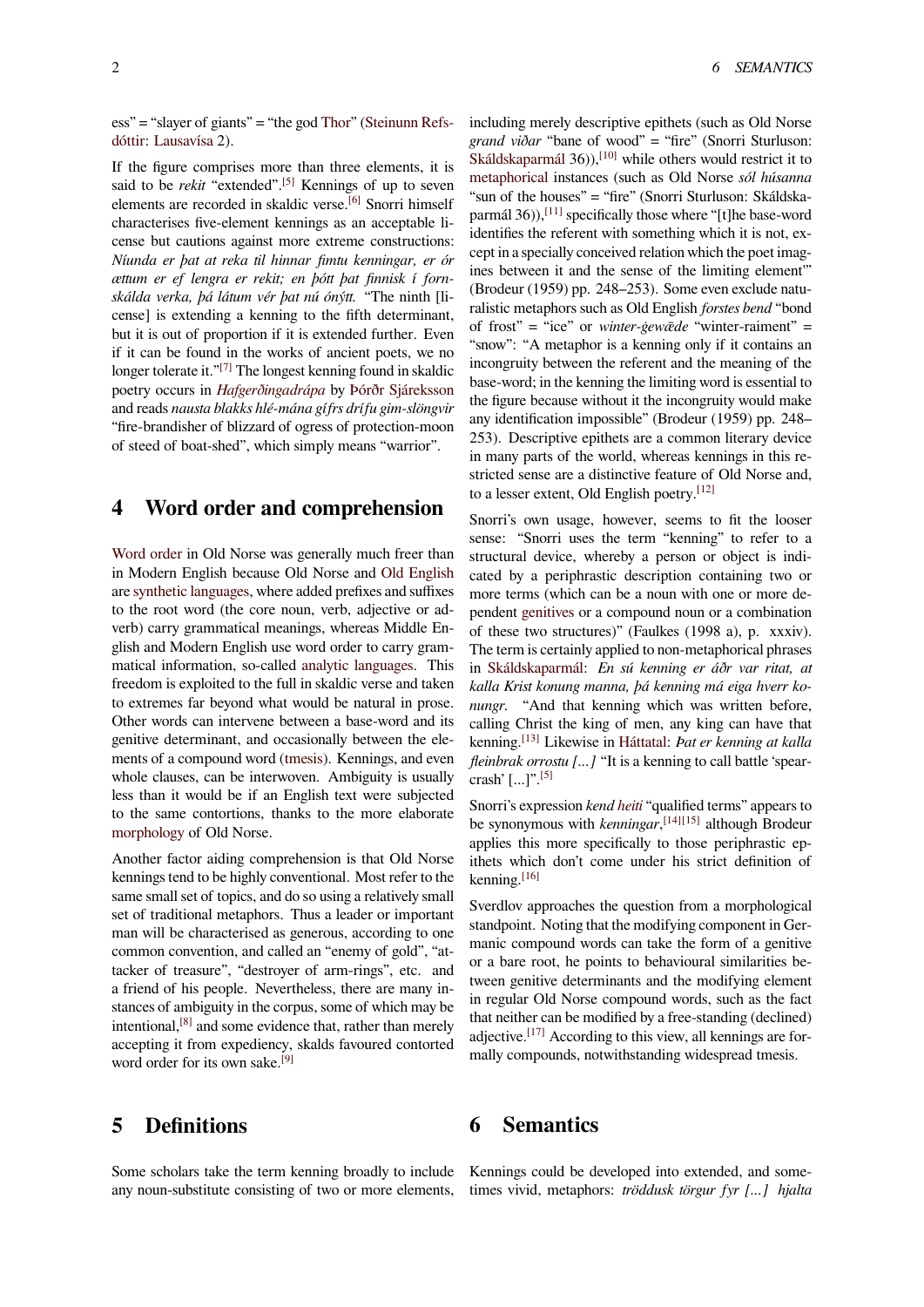ess" = "slayer of giants" = "the god Thor" (Steinunn Refsdóttir: Lausavísa 2).

If the figure comprises more than three elements, it is said to be *rekit* "extended".[5] Kennings of up to seven elements are recorded in skaldic verse.[6] Snorri himself characterises five-element kennings as an acceptable license but cautions against more extreme constructions: *Níunda er þat at reka til hinnar fimtu kenningar, er ór ættum er ef lengra er rekit; en þótt þat finnisk í fornskálda verka, þá látum vér þat nú ónýtt.* "The ninth [license] is extending a kenning to the fifth determinant, but it is out of proportion if it is extended further. Even if it can be found in the works of ancient poets, we no longer tolerate it."[7] The longest kenning found in skaldic poetry occurs in *Hafgerðingadrápa* by Þórðr Sjáreksson and reads *nausta blakks hlé-mána gífrs drífu gim-slöngvir* "fire-brandisher of blizzard of ogress of protection-moon of steed of boat-shed", which simply means "warrior".

## 4 Word order and comprehension

Word order in Old Norse was generally much freer than in Modern English because Old Norse and Old English are synthetic languages, where added prefixes and suffixes to the root word (the core noun, verb, adjective or adverb) carry grammatical meanings, whereas Middle English and Modern English use word order to carry grammatical information, so-called analytic languages. This freedom is exploited to the full in skaldic verse and taken to extremes far beyond what would be natural in prose. Other words can intervene between a base-word and its genitive determinant, and occasionally between the elements of a compound word (tmesis). Kennings, and even whole clauses, can be interwoven. Ambiguity is usually less than it would be if an English text were subjected to the same contortions, thanks to the more elaborate morphology of Old Norse.

Another factor aiding comprehension is that Old Norse kennings tend to be highly conventional. Most refer to the same small set of topics, and do so using a relatively small set of traditional metaphors. Thus a leader or important man will be characterised as generous, according to one common convention, and called an "enemy of gold", "attacker of treasure", "destroyer of arm-rings", etc. and a friend of his people. Nevertheless, there are many instances of ambiguity in the corpus, some of which may be intentional,[8] and some evidence that, rather than merely accepting it from expediency, skalds favoured contorted word order for its own sake.[9]

## 5 Definitions

Some scholars take the term kenning broadly to include any noun-substitute consisting of two or more elements, including merely descriptive epithets (such as Old Norse *grand viðar* "bane of wood" = "fire" (Snorri Sturluson: Skáldskaparmál 36)),[10] while others would restrict it to metaphorical instances (such as Old Norse *sól húsanna* "sun of the houses" = "fire" (Snorri Sturluson: Skáldskaparmál 36)),[11] specifically those where "[t]he base-word identifies the referent with something which it is not, except in a specially conceived relation which the poet imagines between it and the sense of the limiting element'" (Brodeur (1959) pp. 248–253). Some even exclude naturalistic metaphors such as Old English *forstes bend* "bond of frost" = "ice" or *winter-ġewǣde* "winter-raiment" = "snow": "A metaphor is a kenning only if it contains an incongruity between the referent and the meaning of the base-word; in the kenning the limiting word is essential to the figure because without it the incongruity would make any identification impossible" (Brodeur (1959) pp. 248–253). Descriptive epithets are a common literary device in many parts of the world, whereas kennings in this restricted sense are a distinctive feature of Old Norse and, to a lesser extent, Old English poetry.[12]

Snorri's own usage, however, seems to fit the looser sense: "Snorri uses the term "kenning" to refer to a structural device, whereby a person or object is indicated by a periphrastic description containing two or more terms (which can be a noun with one or more dependent genitives or a compound noun or a combination of these two structures)" (Faulkes (1998 a), p. xxxiv). The term is certainly applied to non-metaphorical phrases in Skáldskaparmál: *En sú kenning er áðr var ritat, at kalla Krist konung manna, þá kenning má eiga hverr konungr.* "And that kenning which was written before, calling Christ the king of men, any king can have that kenning.[13] Likewise in Háttatal: *Þat er kenning at kalla fleinbrak orrostu [...]* "It is a kenning to call battle 'spear-crash' [...]".[5]

Snorri's expression *kend heiti* "qualified terms" appears to be synonymous with *kenningar*,[14][15] although Brodeur applies this more specifically to those periphrastic epithets which don't come under his strict definition of kenning.[16]

Sverdlov approaches the question from a morphological standpoint. Noting that the modifying component in Germanic compound words can take the form of a genitive or a bare root, he points to behavioural similarities between genitive determinants and the modifying element in regular Old Norse compound words, such as the fact that neither can be modified by a free-standing (declined) adjective.[17] According to this view, all kennings are formally compounds, notwithstanding widespread tmesis.

## 6 Semantics

Kennings could be developed into extended, and sometimes vivid, metaphors: *tröddusk törgur fyr [...] hjalta*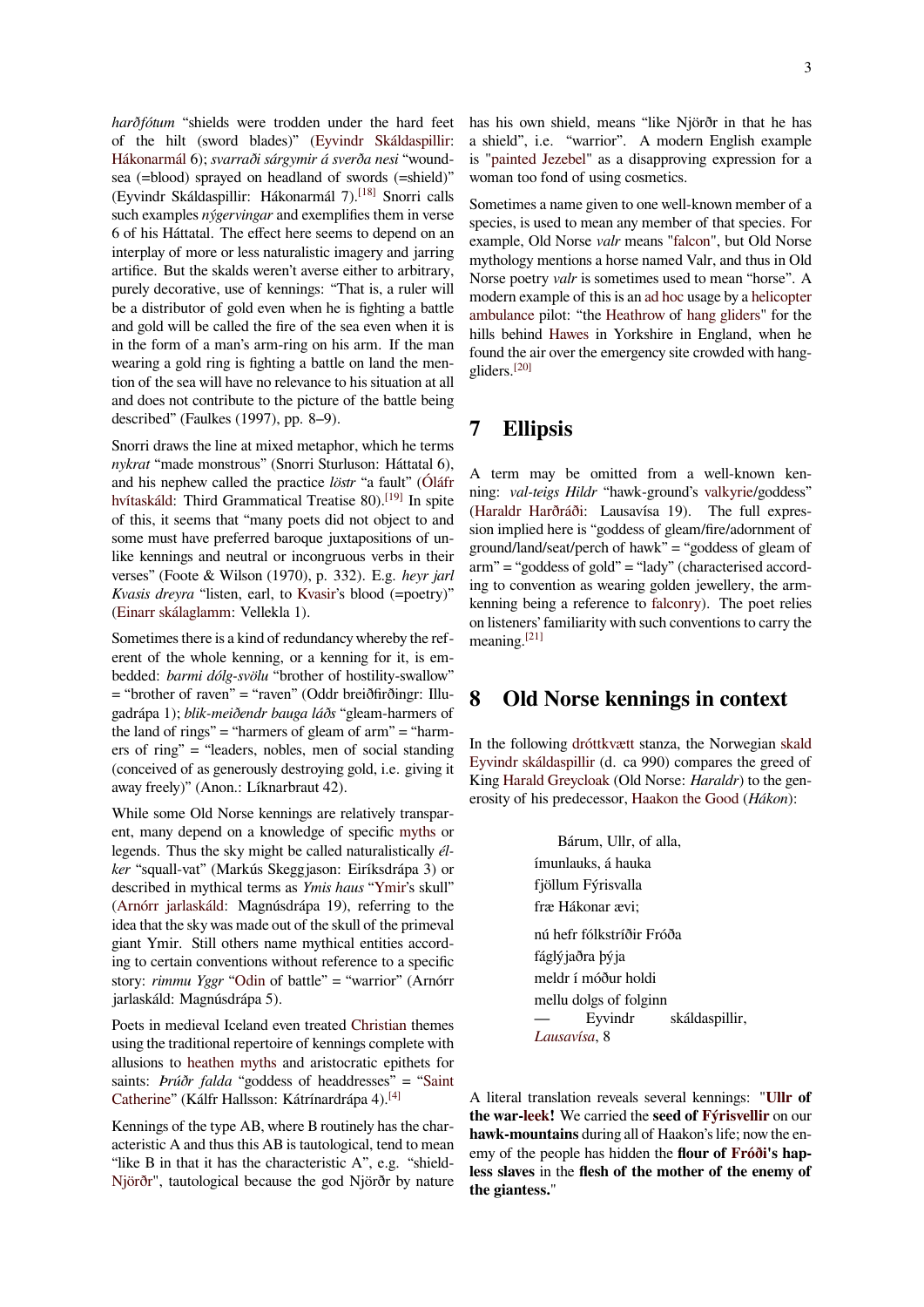*harðfótum* "shields were trodden under the hard feet of the hilt (sword blades)" (Eyvindr Skáldaspillir: Hákonarmál 6); *svarraði sárgymir á sverða nesi* "wound-sea (=blood) sprayed on headland of swords (=shield)" (Eyvindr Skáldaspillir: Hákonarmál 7).[18] Snorri calls such examples *nýgervingar* and exemplifies them in verse 6 of his Háttatal. The effect here seems to depend on an interplay of more or less naturalistic imagery and jarring artifice. But the skalds weren't averse either to arbitrary, purely decorative, use of kennings: "That is, a ruler will be a distributor of gold even when he is fighting a battle and gold will be called the fire of the sea even when it is in the form of a man's arm-ring on his arm. If the man wearing a gold ring is fighting a battle on land the mention of the sea will have no relevance to his situation at all and does not contribute to the picture of the battle being described" (Faulkes (1997), pp. 8–9).

Snorri draws the line at mixed metaphor, which he terms *nykrat* "made monstrous" (Snorri Sturluson: Háttatal 6), and his nephew called the practice *löstr* "a fault" (Óláfr hvítaskáld: Third Grammatical Treatise 80).[19] In spite of this, it seems that "many poets did not object to and some must have preferred baroque juxtapositions of unlike kennings and neutral or incongruous verbs in their verses" (Foote & Wilson (1970), p. 332). E.g. *heyr jarl Kvasis dreyra* "listen, earl, to Kvasir's blood (=poetry)" (Einarr skálaglamm: Vellekla 1).

Sometimes there is a kind of redundancy whereby the referent of the whole kenning, or a kenning for it, is embedded: *barmi dólg-svölu* "brother of hostility-swallow" = "brother of raven" = "raven" (Oddr breiðfirðingr: Illugadrápa 1); *blik-meiðendr bauga láðs* "gleam-harmers of the land of rings" = "harmers of gleam of arm" = "harmers of ring" = "leaders, nobles, men of social standing (conceived of as generously destroying gold, i.e. giving it away freely)" (Anon.: Líknarbraut 42).

While some Old Norse kennings are relatively transparent, many depend on a knowledge of specific myths or legends. Thus the sky might be called naturalistically *él-ker* "squall-vat" (Markús Skeggjason: Eiríksdrápa 3) or described in mythical terms as *Ymis haus* "Ymir's skull" (Arnórr jarlaskáld: Magnúsdrápa 19), referring to the idea that the sky was made out of the skull of the primeval giant Ymir. Still others name mythical entities according to certain conventions without reference to a specific story: *rimmu Yggr* "Odin of battle" = "warrior" (Arnórr jarlaskáld: Magnúsdrápa 5).

Poets in medieval Iceland even treated Christian themes using the traditional repertoire of kennings complete with allusions to heathen myths and aristocratic epithets for saints: *Þrúðr falda* "goddess of headdresses" = "Saint Catherine" (Kálfr Hallsson: Kátrínardrápa 4).[4]

Kennings of the type AB, where B routinely has the characteristic A and thus this AB is tautological, tend to mean "like B in that it has the characteristic A", e.g. "shield-Njörðr", tautological because the god Njörðr by nature has his own shield, means "like Njörðr in that he has a shield", i.e. "warrior". A modern English example is "painted Jezebel" as a disapproving expression for a woman too fond of using cosmetics.

Sometimes a name given to one well-known member of a species, is used to mean any member of that species. For example, Old Norse *valr* means "falcon", but Old Norse mythology mentions a horse named Valr, and thus in Old Norse poetry *valr* is sometimes used to mean "horse". A modern example of this is an ad hoc usage by a helicopter ambulance pilot: "the Heathrow of hang gliders" for the hills behind Hawes in Yorkshire in England, when he found the air over the emergency site crowded with hang-gliders.[20]

## 7 Ellipsis

A term may be omitted from a well-known kenning: *val-teigs Hildr* "hawk-ground's valkyrie/goddess" (Haraldr Harðráði: Lausavísa 19). The full expression implied here is "goddess of gleam/fire/adornment of ground/land/seat/perch of hawk" = "goddess of gleam of arm" = "goddess of gold" = "lady" (characterised according to convention as wearing golden jewellery, the arm-kenning being a reference to falconry). The poet relies on listeners' familiarity with such conventions to carry the meaning.[21]

## 8 Old Norse kennings in context

In the following dróttkvætt stanza, the Norwegian skald Eyvindr skáldaspillir (d. ca 990) compares the greed of King Harald Greycloak (Old Norse: *Haraldr*) to the generosity of his predecessor, Haakon the Good (*Hákon*):

> Bárum, Ullr, of alla,
> ímunlauks, á hauka
> fjöllum Fýrisvalla
> fræ Hákonar ævi;
>
> nú hefr fólkstríðir Fróða
> fáglýjaðra þýja
> meldr í móður holdi
> mellu dolgs of folginn
> — Eyvindr skáldaspillir, *Lausavísa*, 8

A literal translation reveals several kennings: "**Ullr of the war-leek!** We carried the **seed of Fýrisvellir** on our **hawk-mountains** during all of Haakon's life; now the enemy of the people has hidden the **flour of Fróði's hapless slaves** in the **flesh of the mother of the enemy of the giantess.**"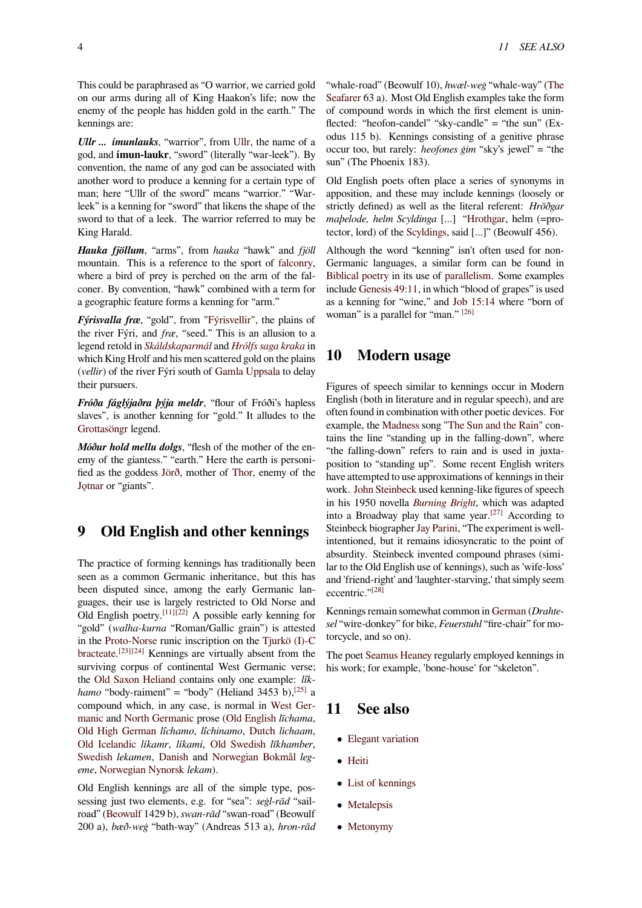This could be paraphrased as "O warrior, we carried gold on our arms during all of King Haakon's life; now the enemy of the people has hidden gold in the earth." The kennings are:

***Ullr ... ímunlauks***, "warrior", from Ullr, the name of a god, and **ímun-laukr**, "sword" (literally "war-leek"). By convention, the name of any god can be associated with another word to produce a kenning for a certain type of man; here "Ullr of the sword" means "warrior." "War-leek" is a kenning for "sword" that likens the shape of the sword to that of a leek. The warrior referred to may be King Harald.

***Hauka fjöllum***, "arms", from *hauka* "hawk" and *fjöll* mountain. This is a reference to the sport of falconry, where a bird of prey is perched on the arm of the falconer. By convention, "hawk" combined with a term for a geographic feature forms a kenning for "arm."

***Fýrisvalla fræ***, "gold", from "Fýrisvellir", the plains of the river Fýri, and *fræ*, "seed." This is an allusion to a legend retold in *Skáldskaparmál* and *Hrólfs saga kraka* in which King Hrolf and his men scattered gold on the plains (*vellir*) of the river Fýri south of Gamla Uppsala to delay their pursuers.

***Fróða fáglýjaðra þýja meldr***, "flour of Fróði's hapless slaves", is another kenning for "gold." It alludes to the Grottasöngr legend.

***Móður hold mellu dolgs***, "flesh of the mother of the enemy of the giantess." "earth." Here the earth is personified as the goddess Jörð, mother of Thor, enemy of the Jǫtnar or "giants".

## 9 Old English and other kennings

The practice of forming kennings has traditionally been seen as a common Germanic inheritance, but this has been disputed since, among the early Germanic languages, their use is largely restricted to Old Norse and Old English poetry.[11][22] A possible early kenning for "gold" (*walha-kurna* "Roman/Gallic grain") is attested in the Proto-Norse runic inscription on the Tjurkö (I)-C bracteate.[23][24] Kennings are virtually absent from the surviving corpus of continental West Germanic verse; the Old Saxon Heliand contains only one example: *lîk-hamo* "body-raiment" = "body" (Heliand 3453 b),[25] a compound which, in any case, is normal in West Germanic and North Germanic prose (Old English *līchama*, Old High German *lîchamo*, *lîchinamo*, Dutch *lichaam*, Old Icelandic *líkamr*, *líkami*, Old Swedish *līkhamber*, Swedish *lekamen*, Danish and Norwegian Bokmål *legeme*, Norwegian Nynorsk *lekam*).

Old English kennings are all of the simple type, possessing just two elements, e.g. for "sea": *seġl-rād* "sail-road" (Beowulf 1429 b), *swan-rād* "swan-road" (Beowulf 200 a), *bæð-weġ* "bath-way" (Andreas 513 a), *hron-rād* "whale-road" (Beowulf 10), *hwæl-weġ* "whale-way" (The Seafarer 63 a). Most Old English examples take the form of compound words in which the first element is uninflected: "heofon-candel" "sky-candle" = "the sun" (Exodus 115 b). Kennings consisting of a genitive phrase occur too, but rarely: *heofones ġim* "sky's jewel" = "the sun" (The Phoenix 183).

Old English poets often place a series of synonyms in apposition, and these may include kennings (loosely or strictly defined) as well as the literal referent: *Hrōðgar maþelode, helm Scyldinga* [...] "Hrothgar, helm (=protector, lord) of the Scyldings, said [...]" (Beowulf 456).

Although the word "kenning" isn't often used for non-Germanic languages, a similar form can be found in Biblical poetry in its use of parallelism. Some examples include Genesis 49:11, in which "blood of grapes" is used as a kenning for "wine," and Job 15:14 where "born of woman" is a parallel for "man." [26]

## 10 Modern usage

Figures of speech similar to kennings occur in Modern English (both in literature and in regular speech), and are often found in combination with other poetic devices. For example, the Madness song "The Sun and the Rain" contains the line "standing up in the falling-down", where "the falling-down" refers to rain and is used in juxtaposition to "standing up". Some recent English writers have attempted to use approximations of kennings in their work. John Steinbeck used kenning-like figures of speech in his 1950 novella *Burning Bright*, which was adapted into a Broadway play that same year.[27] According to Steinbeck biographer Jay Parini, "The experiment is well-intentioned, but it remains idiosyncratic to the point of absurdity. Steinbeck invented compound phrases (similar to the Old English use of kennings), such as 'wife-loss' and 'friend-right' and 'laughter-starving,' that simply seem eccentric."[28]

Kennings remain somewhat common in German (*Drahtesel* "wire-donkey" for bike, *Feuerstuhl* "fire-chair" for motorcycle, and so on).

The poet Seamus Heaney regularly employed kennings in his work; for example, 'bone-house' for "skeleton".

## 11 See also

- Elegant variation
- Heiti
- List of kennings
- Metalepsis
- Metonymy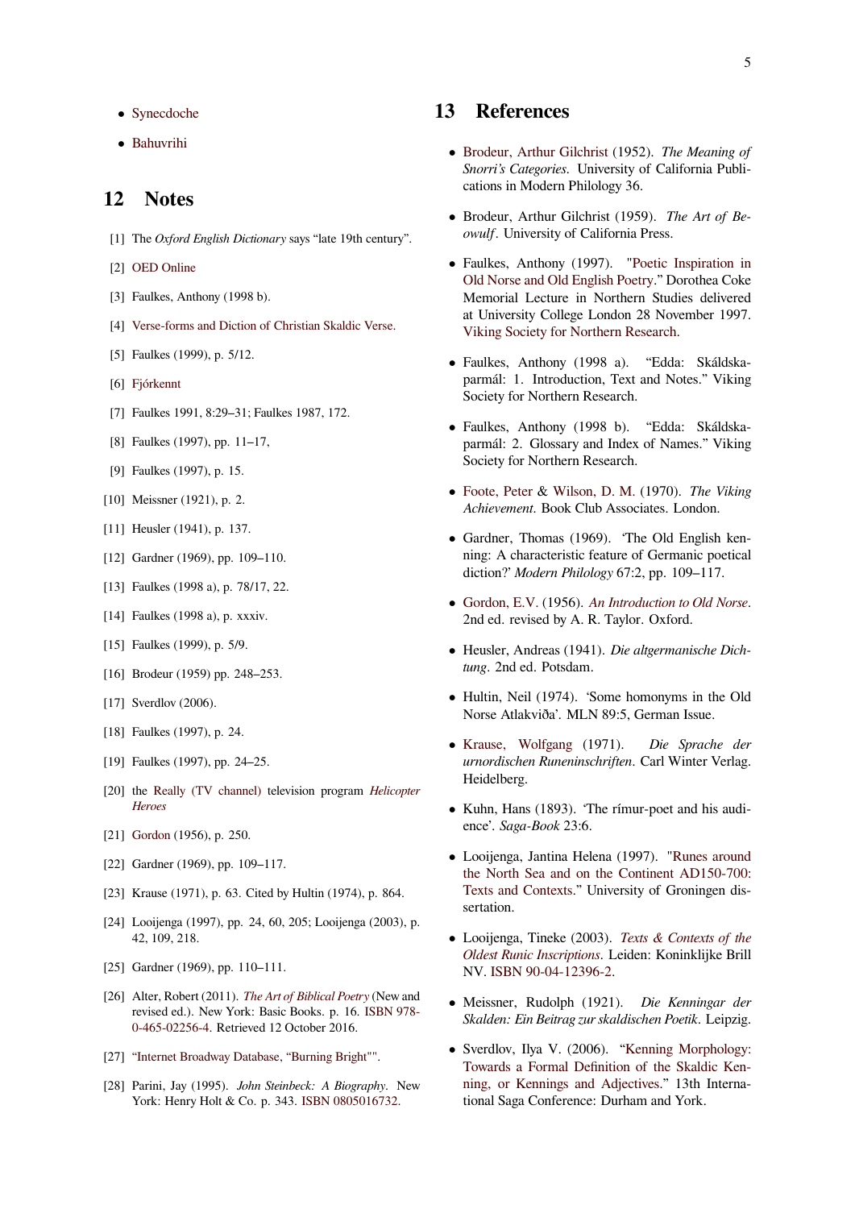- Synecdoche
- Bahuvrihi

## 12 Notes

[1] The *Oxford English Dictionary* says “late 19th century”.

[2] OED Online

[3] Faulkes, Anthony (1998 b).

[4] Verse-forms and Diction of Christian Skaldic Verse.

[5] Faulkes (1999), p. 5/12.

[6] Fjórkennt

[7] Faulkes 1991, 8:29–31; Faulkes 1987, 172.

[8] Faulkes (1997), pp. 11–17,

[9] Faulkes (1997), p. 15.

[10] Meissner (1921), p. 2.

[11] Heusler (1941), p. 137.

[12] Gardner (1969), pp. 109–110.

[13] Faulkes (1998 a), p. 78/17, 22.

[14] Faulkes (1998 a), p. xxxiv.

[15] Faulkes (1999), p. 5/9.

[16] Brodeur (1959) pp. 248–253.

[17] Sverdlov (2006).

[18] Faulkes (1997), p. 24.

[19] Faulkes (1997), pp. 24–25.

[20] the Really (TV channel) television program *Helicopter Heroes*

[21] Gordon (1956), p. 250.

[22] Gardner (1969), pp. 109–117.

[23] Krause (1971), p. 63. Cited by Hultin (1974), p. 864.

[24] Looijenga (1997), pp. 24, 60, 205; Looijenga (2003), p. 42, 109, 218.

[25] Gardner (1969), pp. 110–111.

[26] Alter, Robert (2011). *The Art of Biblical Poetry* (New and revised ed.). New York: Basic Books. p. 16. ISBN 978-0-465-02256-4. Retrieved 12 October 2016.

[27] “Internet Broadway Database, “Burning Bright””.

[28] Parini, Jay (1995). *John Steinbeck: A Biography*. New York: Henry Holt & Co. p. 343. ISBN 0805016732.

## 13 References

- Brodeur, Arthur Gilchrist (1952). *The Meaning of Snorri’s Categories*. University of California Publications in Modern Philology 36.
- Brodeur, Arthur Gilchrist (1959). *The Art of Beowulf*. University of California Press.
- Faulkes, Anthony (1997). "Poetic Inspiration in Old Norse and Old English Poetry." Dorothea Coke Memorial Lecture in Northern Studies delivered at University College London 28 November 1997. Viking Society for Northern Research.
- Faulkes, Anthony (1998 a). “Edda: Skáldskaparmál: 1. Introduction, Text and Notes.” Viking Society for Northern Research.
- Faulkes, Anthony (1998 b). “Edda: Skáldskaparmál: 2. Glossary and Index of Names.” Viking Society for Northern Research.
- Foote, Peter & Wilson, D. M. (1970). *The Viking Achievement*. Book Club Associates. London.
- Gardner, Thomas (1969). ‘The Old English kenning: A characteristic feature of Germanic poetical diction?’ *Modern Philology* 67:2, pp. 109–117.
- Gordon, E.V. (1956). *An Introduction to Old Norse*. 2nd ed. revised by A. R. Taylor. Oxford.
- Heusler, Andreas (1941). *Die altgermanische Dichtung*. 2nd ed. Potsdam.
- Hultin, Neil (1974). ‘Some homonyms in the Old Norse Atlakviða’. MLN 89:5, German Issue.
- Krause, Wolfgang (1971). *Die Sprache der urnordischen Runeninschriften*. Carl Winter Verlag. Heidelberg.
- Kuhn, Hans (1893). ‘The rímur-poet and his audience’. *Saga-Book* 23:6.
- Looijenga, Jantina Helena (1997). "Runes around the North Sea and on the Continent AD150-700: Texts and Contexts." University of Groningen dissertation.
- Looijenga, Tineke (2003). *Texts & Contexts of the Oldest Runic Inscriptions*. Leiden: Koninklijke Brill NV. ISBN 90-04-12396-2.
- Meissner, Rudolph (1921). *Die Kenningar der Skalden: Ein Beitrag zur skaldischen Poetik*. Leipzig.
- Sverdlov, Ilya V. (2006). “Kenning Morphology: Towards a Formal Definition of the Skaldic Kenning, or Kennings and Adjectives.” 13th International Saga Conference: Durham and York.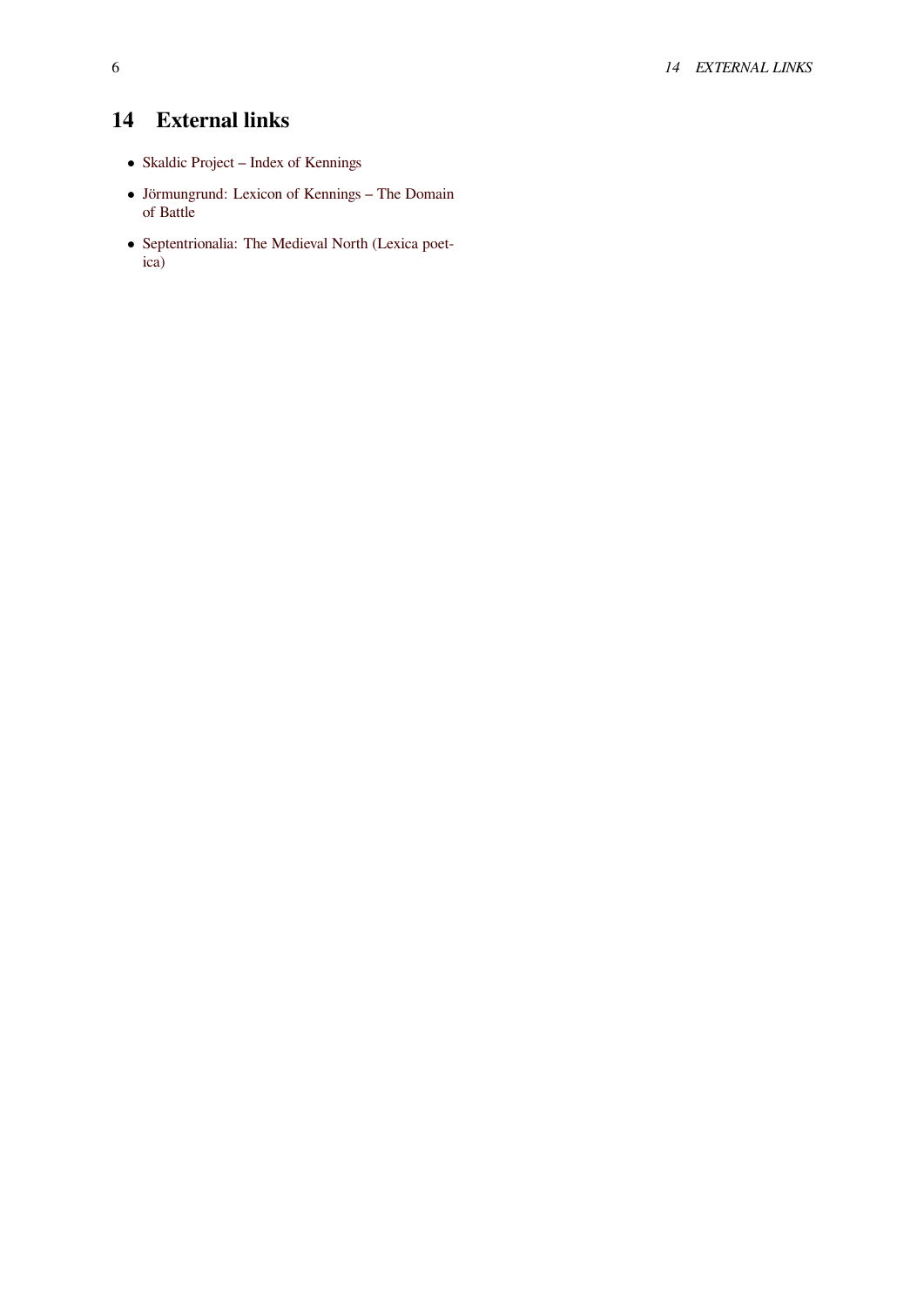## 14 External links

- Skaldic Project – Index of Kennings
- Jörmungrund: Lexicon of Kennings – The Domain of Battle
- Septentrionalia: The Medieval North (Lexica poetica)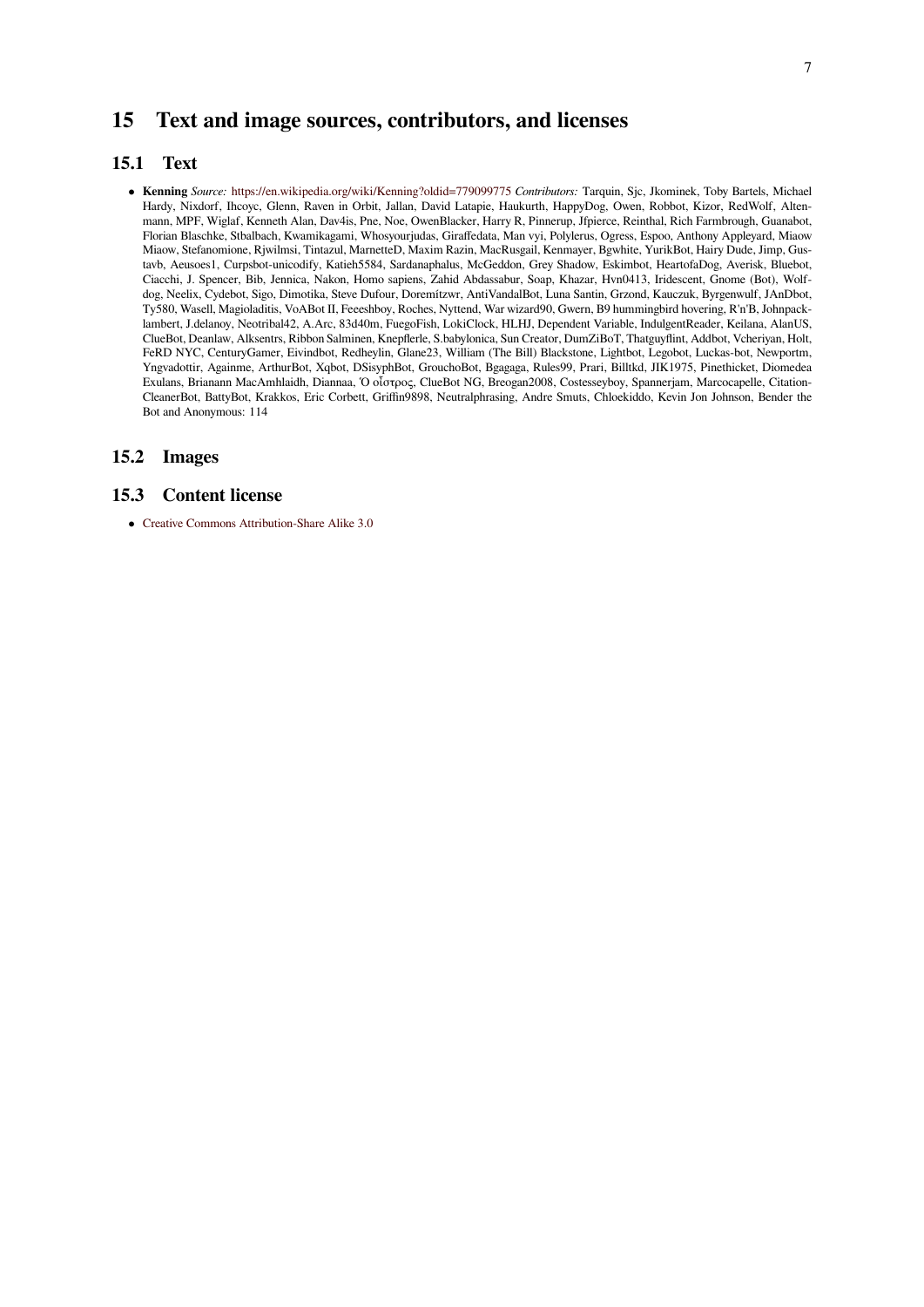# 15 Text and image sources, contributors, and licenses

## 15.1 Text

- **Kenning** *Source:* https://en.wikipedia.org/wiki/Kenning?oldid=779099775 *Contributors:* Tarquin, Sjc, Jkominek, Toby Bartels, Michael Hardy, Nixdorf, Ihcoyc, Glenn, Raven in Orbit, Jallan, David Latapie, Haukurth, HappyDog, Owen, Robbot, Kizor, RedWolf, Altenmann, MPF, Wiglaf, Kenneth Alan, Dav4is, Pne, Noe, OwenBlacker, Harry R, Pinnerup, Jfpierce, Reinthal, Rich Farmbrough, Guanabot, Florian Blaschke, Stbalbach, Kwamikagami, Whosyourjudas, Giraffedata, Man vyi, Polylerus, Ogress, Espoo, Anthony Appleyard, Miaow Miaow, Stefanomione, Rjwilmsi, Tintazul, MarnetteD, Maxim Razin, MacRusgail, Kenmayer, Bgwhite, YurikBot, Hairy Dude, Jimp, Gustavb, Aeusoes1, Curpsbot-unicodify, Katieh5584, Sardanaphalus, McGeddon, Grey Shadow, Eskimbot, HeartofaDog, Averisk, Bluebot, Ciacchi, J. Spencer, Bib, Jennica, Nakon, Homo sapiens, Zahid Abdassabur, Soap, Khazar, Hvn0413, Iridescent, Gnome (Bot), Wolfdog, Neelix, Cydebot, Sigo, Dimotika, Steve Dufour, Doremítzwr, AntiVandalBot, Luna Santin, Grzond, Kauczuk, Byrgenwulf, JAnDbot, Ty580, Wasell, Magioladitis, VoABot II, Feeeshboy, Roches, Nyttend, War wizard90, Gwern, B9 hummingbird hovering, R'n'B, Johnpacklambert, J.delanoy, Neotribal42, A.Arc, 83d40m, FuegoFish, LokiClock, HLHJ, Dependent Variable, IndulgentReader, Keilana, AlanUS, ClueBot, Deanlaw, Alksentrs, Ribbon Salminen, Knepflerle, S.babylonica, Sun Creator, DumZiBoT, Thatguyflint, Addbot, Vcheriyan, Holt, FeRD NYC, CenturyGamer, Eivindbot, Redheylin, Glane23, William (The Bill) Blackstone, Lightbot, Legobot, Luckas-bot, Newportm, Yngvadottir, Againme, ArthurBot, Xqbot, DSisyphBot, GrouchoBot, Bgagaga, Rules99, Prari, Billtkd, JIK1975, Pinethicket, Diomedea Exulans, Brianann MacAmhlaidh, Diannaa, Ὁ οἶστρος, ClueBot NG, Breogan2008, Costesseyboy, Spannerjam, Marcocapelle, CitationCleanerBot, BattyBot, Krakkos, Eric Corbett, Griffin9898, Neutralphrasing, Andre Smuts, Chloekiddo, Kevin Jon Johnson, Bender the Bot and Anonymous: 114

## 15.2 Images

## 15.3 Content license

- Creative Commons Attribution-Share Alike 3.0